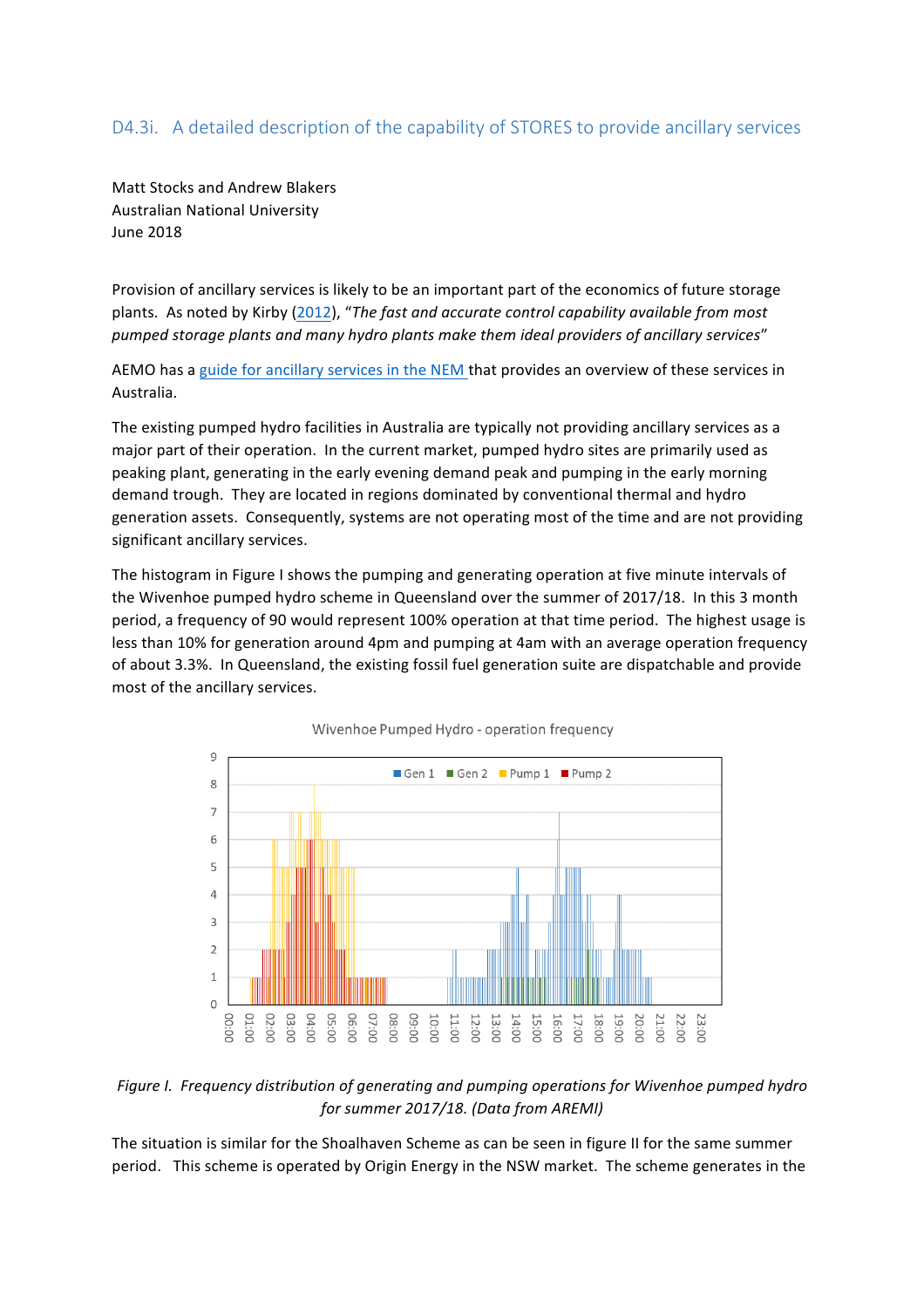## D4.3i. A detailed description of the capability of STORES to provide ancillary services

Matt Stocks and Andrew Blakers
Australian National University
June 2018

Provision of ancillary services is likely to be an important part of the economics of future storage plants. As noted by Kirby (2012), "*The fast and accurate control capability available from most pumped storage plants and many hydro plants make them ideal providers of ancillary services*"

AEMO has a guide for ancillary services in the NEM that provides an overview of these services in Australia.

The existing pumped hydro facilities in Australia are typically not providing ancillary services as a major part of their operation. In the current market, pumped hydro sites are primarily used as peaking plant, generating in the early evening demand peak and pumping in the early morning demand trough. They are located in regions dominated by conventional thermal and hydro generation assets. Consequently, systems are not operating most of the time and are not providing significant ancillary services.

The histogram in Figure I shows the pumping and generating operation at five minute intervals of the Wivenhoe pumped hydro scheme in Queensland over the summer of 2017/18. In this 3 month period, a frequency of 90 would represent 100% operation at that time period. The highest usage is less than 10% for generation around 4pm and pumping at 4am with an average operation frequency of about 3.3%. In Queensland, the existing fossil fuel generation suite are dispatchable and provide most of the ancillary services.

*Figure I. Frequency distribution of generating and pumping operations for Wivenhoe pumped hydro for summer 2017/18. (Data from AREMI)*

The situation is similar for the Shoalhaven Scheme as can be seen in figure II for the same summer period. This scheme is operated by Origin Energy in the NSW market. The scheme generates in the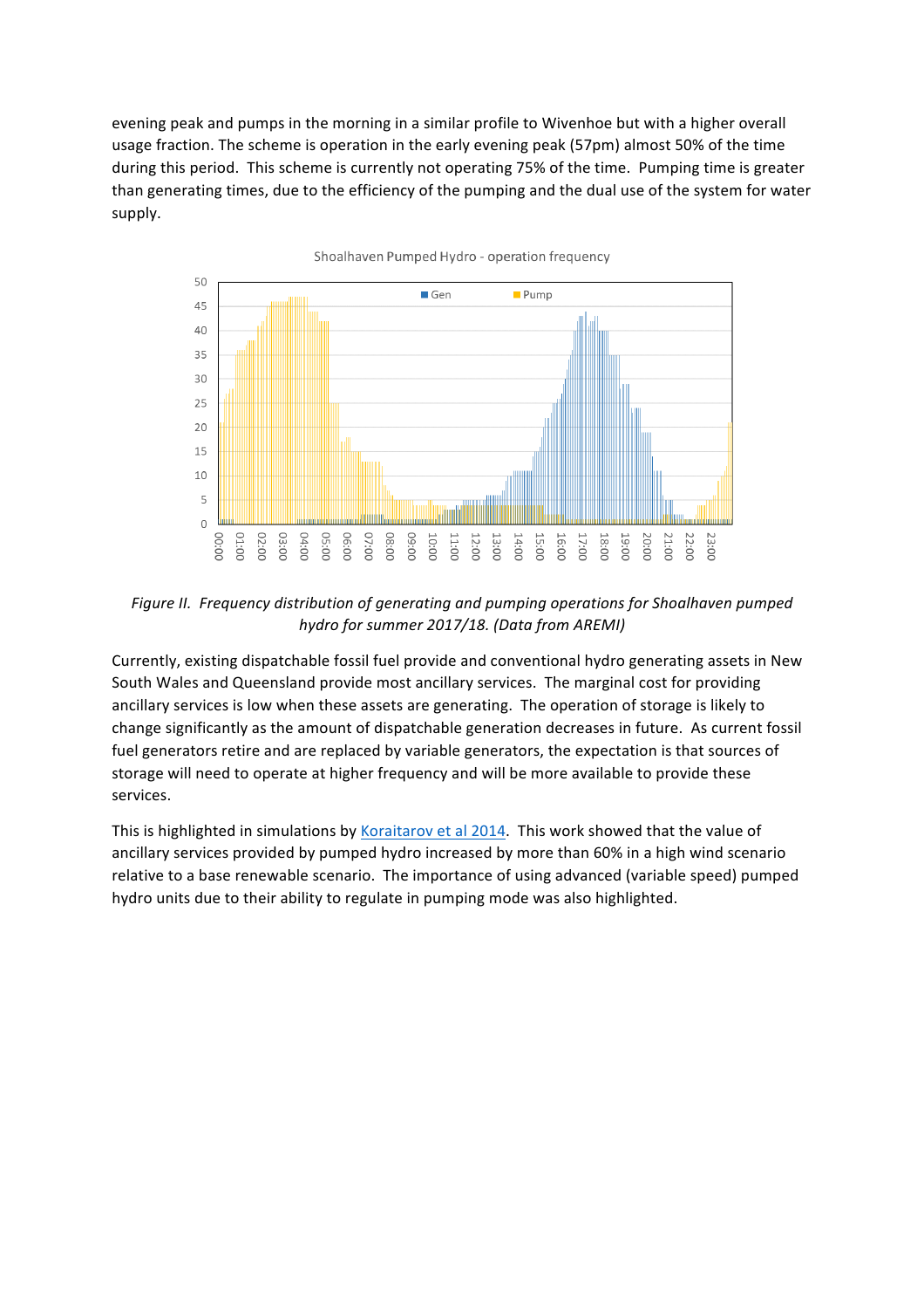evening peak and pumps in the morning in a similar profile to Wivenhoe but with a higher overall usage fraction. The scheme is operation in the early evening peak (57pm) almost 50% of the time during this period. This scheme is currently not operating 75% of the time. Pumping time is greater than generating times, due to the efficiency of the pumping and the dual use of the system for water supply.

*Figure II. Frequency distribution of generating and pumping operations for Shoalhaven pumped hydro for summer 2017/18. (Data from AREMI)*

Currently, existing dispatchable fossil fuel provide and conventional hydro generating assets in New South Wales and Queensland provide most ancillary services. The marginal cost for providing ancillary services is low when these assets are generating. The operation of storage is likely to change significantly as the amount of dispatchable generation decreases in future. As current fossil fuel generators retire and are replaced by variable generators, the expectation is that sources of storage will need to operate at higher frequency and will be more available to provide these services.

This is highlighted in simulations by Koraitarov et al 2014. This work showed that the value of ancillary services provided by pumped hydro increased by more than 60% in a high wind scenario relative to a base renewable scenario. The importance of using advanced (variable speed) pumped hydro units due to their ability to regulate in pumping mode was also highlighted.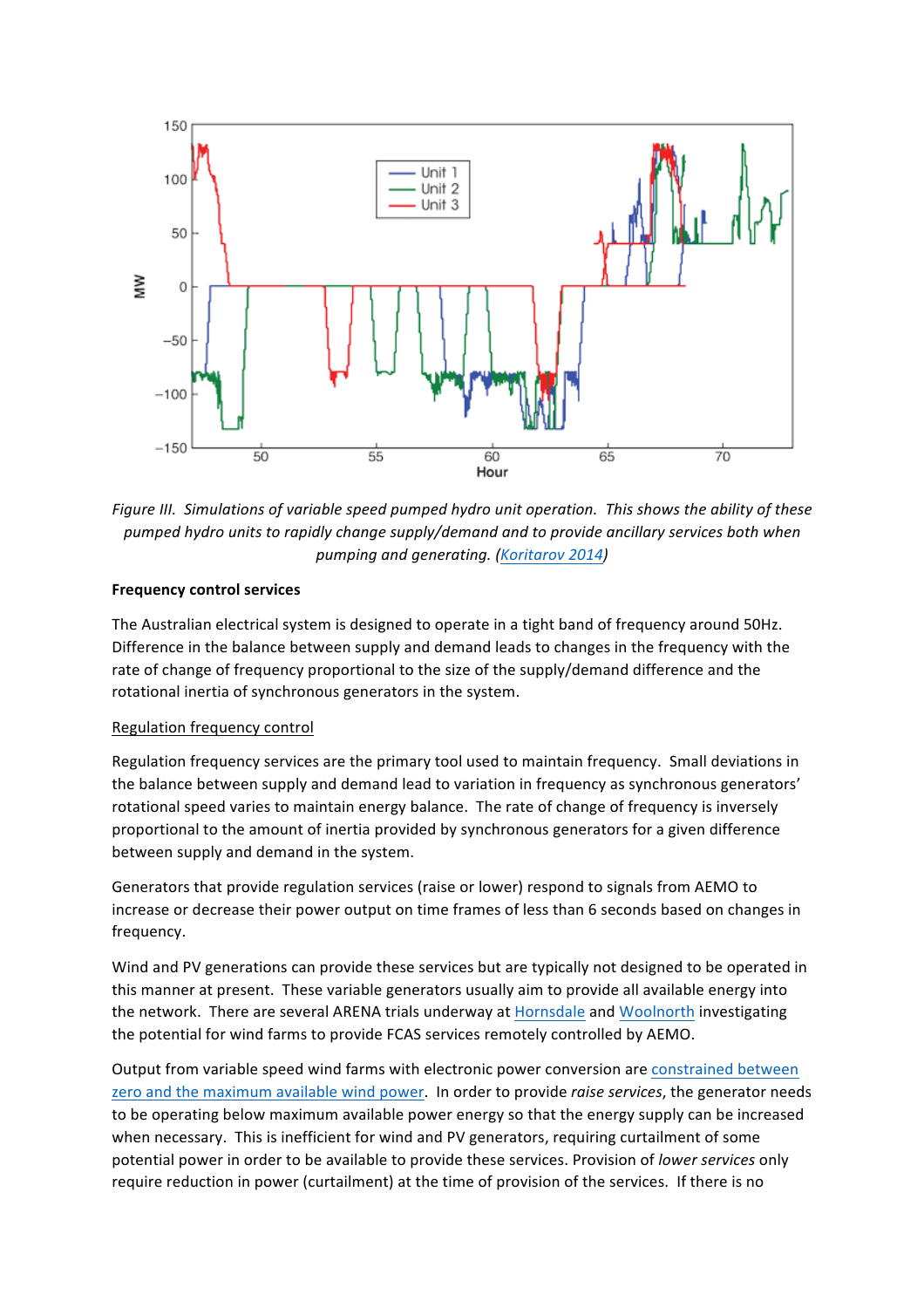*Figure III. Simulations of variable speed pumped hydro unit operation. This shows the ability of these pumped hydro units to rapidly change supply/demand and to provide ancillary services both when pumping and generating. (Koritarov 2014)*

**Frequency control services**

The Australian electrical system is designed to operate in a tight band of frequency around 50Hz. Difference in the balance between supply and demand leads to changes in the frequency with the rate of change of frequency proportional to the size of the supply/demand difference and the rotational inertia of synchronous generators in the system.

Regulation frequency control

Regulation frequency services are the primary tool used to maintain frequency. Small deviations in the balance between supply and demand lead to variation in frequency as synchronous generators' rotational speed varies to maintain energy balance. The rate of change of frequency is inversely proportional to the amount of inertia provided by synchronous generators for a given difference between supply and demand in the system.

Generators that provide regulation services (raise or lower) respond to signals from AEMO to increase or decrease their power output on time frames of less than 6 seconds based on changes in frequency.

Wind and PV generations can provide these services but are typically not designed to be operated in this manner at present. These variable generators usually aim to provide all available energy into the network. There are several ARENA trials underway at Hornsdale and Woolnorth investigating the potential for wind farms to provide FCAS services remotely controlled by AEMO.

Output from variable speed wind farms with electronic power conversion are constrained between zero and the maximum available wind power. In order to provide *raise services*, the generator needs to be operating below maximum available power energy so that the energy supply can be increased when necessary. This is inefficient for wind and PV generators, requiring curtailment of some potential power in order to be available to provide these services. Provision of *lower services* only require reduction in power (curtailment) at the time of provision of the services. If there is no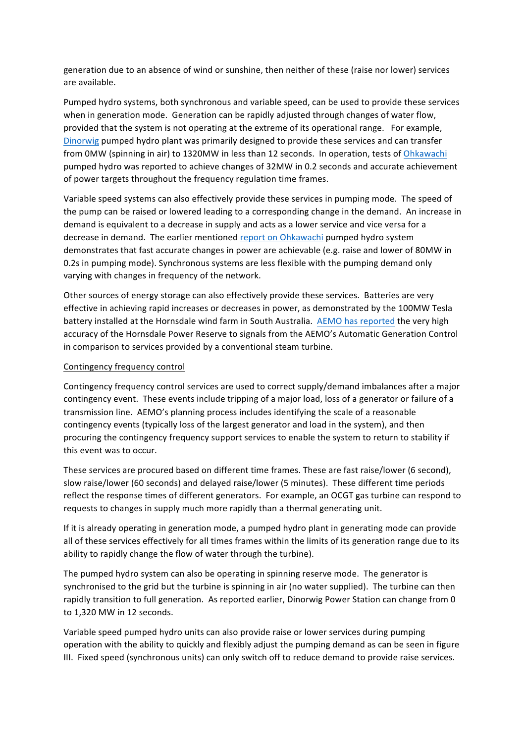generation due to an absence of wind or sunshine, then neither of these (raise nor lower) services are available.

Pumped hydro systems, both synchronous and variable speed, can be used to provide these services when in generation mode. Generation can be rapidly adjusted through changes of water flow, provided that the system is not operating at the extreme of its operational range. For example, Dinorwig pumped hydro plant was primarily designed to provide these services and can transfer from 0MW (spinning in air) to 1320MW in less than 12 seconds. In operation, tests of Ohkawachi pumped hydro was reported to achieve changes of 32MW in 0.2 seconds and accurate achievement of power targets throughout the frequency regulation time frames.

Variable speed systems can also effectively provide these services in pumping mode. The speed of the pump can be raised or lowered leading to a corresponding change in the demand. An increase in demand is equivalent to a decrease in supply and acts as a lower service and vice versa for a decrease in demand. The earlier mentioned report on Ohkawachi pumped hydro system demonstrates that fast accurate changes in power are achievable (e.g. raise and lower of 80MW in 0.2s in pumping mode). Synchronous systems are less flexible with the pumping demand only varying with changes in frequency of the network.

Other sources of energy storage can also effectively provide these services. Batteries are very effective in achieving rapid increases or decreases in power, as demonstrated by the 100MW Tesla battery installed at the Hornsdale wind farm in South Australia. AEMO has reported the very high accuracy of the Hornsdale Power Reserve to signals from the AEMO's Automatic Generation Control in comparison to services provided by a conventional steam turbine.

Contingency frequency control

Contingency frequency control services are used to correct supply/demand imbalances after a major contingency event. These events include tripping of a major load, loss of a generator or failure of a transmission line. AEMO's planning process includes identifying the scale of a reasonable contingency events (typically loss of the largest generator and load in the system), and then procuring the contingency frequency support services to enable the system to return to stability if this event was to occur.

These services are procured based on different time frames. These are fast raise/lower (6 second), slow raise/lower (60 seconds) and delayed raise/lower (5 minutes). These different time periods reflect the response times of different generators. For example, an OCGT gas turbine can respond to requests to changes in supply much more rapidly than a thermal generating unit.

If it is already operating in generation mode, a pumped hydro plant in generating mode can provide all of these services effectively for all times frames within the limits of its generation range due to its ability to rapidly change the flow of water through the turbine).

The pumped hydro system can also be operating in spinning reserve mode. The generator is synchronised to the grid but the turbine is spinning in air (no water supplied). The turbine can then rapidly transition to full generation. As reported earlier, Dinorwig Power Station can change from 0 to 1,320 MW in 12 seconds.

Variable speed pumped hydro units can also provide raise or lower services during pumping operation with the ability to quickly and flexibly adjust the pumping demand as can be seen in figure III. Fixed speed (synchronous units) can only switch off to reduce demand to provide raise services.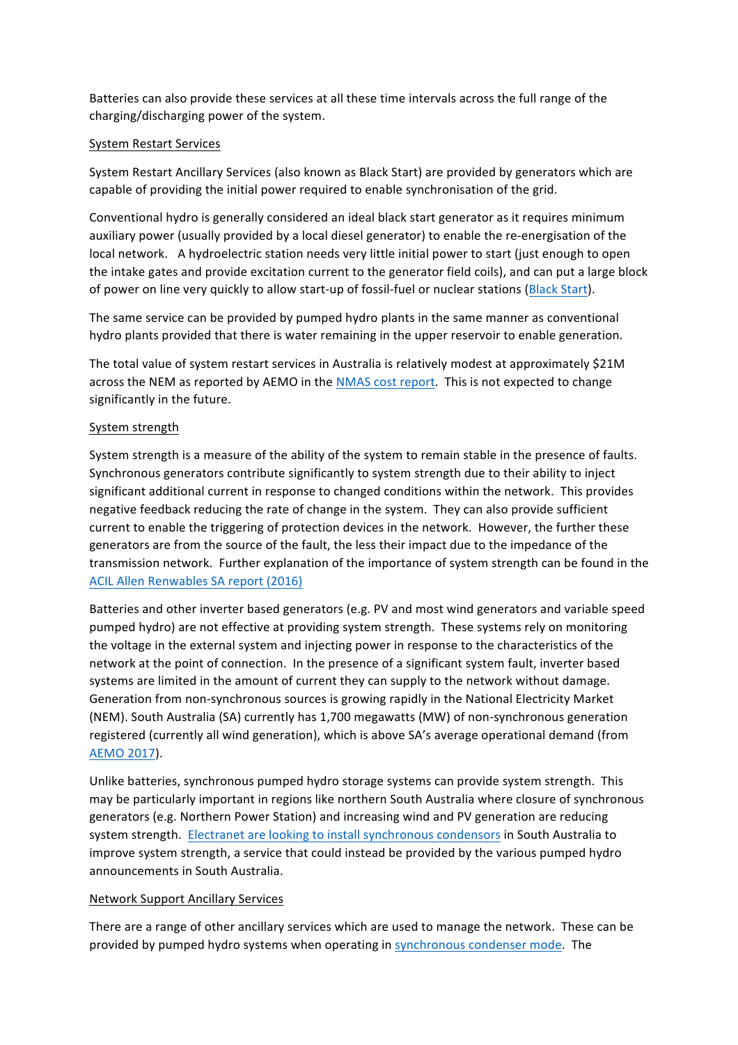Batteries can also provide these services at all these time intervals across the full range of the charging/discharging power of the system.

## System Restart Services

System Restart Ancillary Services (also known as Black Start) are provided by generators which are capable of providing the initial power required to enable synchronisation of the grid.

Conventional hydro is generally considered an ideal black start generator as it requires minimum auxiliary power (usually provided by a local diesel generator) to enable the re-energisation of the local network. A hydroelectric station needs very little initial power to start (just enough to open the intake gates and provide excitation current to the generator field coils), and can put a large block of power on line very quickly to allow start-up of fossil-fuel or nuclear stations (Black Start).

The same service can be provided by pumped hydro plants in the same manner as conventional hydro plants provided that there is water remaining in the upper reservoir to enable generation.

The total value of system restart services in Australia is relatively modest at approximately $21M across the NEM as reported by AEMO in the NMAS cost report. This is not expected to change significantly in the future.

## System strength

System strength is a measure of the ability of the system to remain stable in the presence of faults. Synchronous generators contribute significantly to system strength due to their ability to inject significant additional current in response to changed conditions within the network. This provides negative feedback reducing the rate of change in the system. They can also provide sufficient current to enable the triggering of protection devices in the network. However, the further these generators are from the source of the fault, the less their impact due to the impedance of the transmission network. Further explanation of the importance of system strength can be found in the ACIL Allen Renwables SA report (2016)

Batteries and other inverter based generators (e.g. PV and most wind generators and variable speed pumped hydro) are not effective at providing system strength. These systems rely on monitoring the voltage in the external system and injecting power in response to the characteristics of the network at the point of connection. In the presence of a significant system fault, inverter based systems are limited in the amount of current they can supply to the network without damage. Generation from non-synchronous sources is growing rapidly in the National Electricity Market (NEM). South Australia (SA) currently has 1,700 megawatts (MW) of non-synchronous generation registered (currently all wind generation), which is above SA's average operational demand (from AEMO 2017).

Unlike batteries, synchronous pumped hydro storage systems can provide system strength. This may be particularly important in regions like northern South Australia where closure of synchronous generators (e.g. Northern Power Station) and increasing wind and PV generation are reducing system strength. Electranet are looking to install synchronous condensors in South Australia to improve system strength, a service that could instead be provided by the various pumped hydro announcements in South Australia.

## Network Support Ancillary Services

There are a range of other ancillary services which are used to manage the network. These can be provided by pumped hydro systems when operating in synchronous condenser mode. The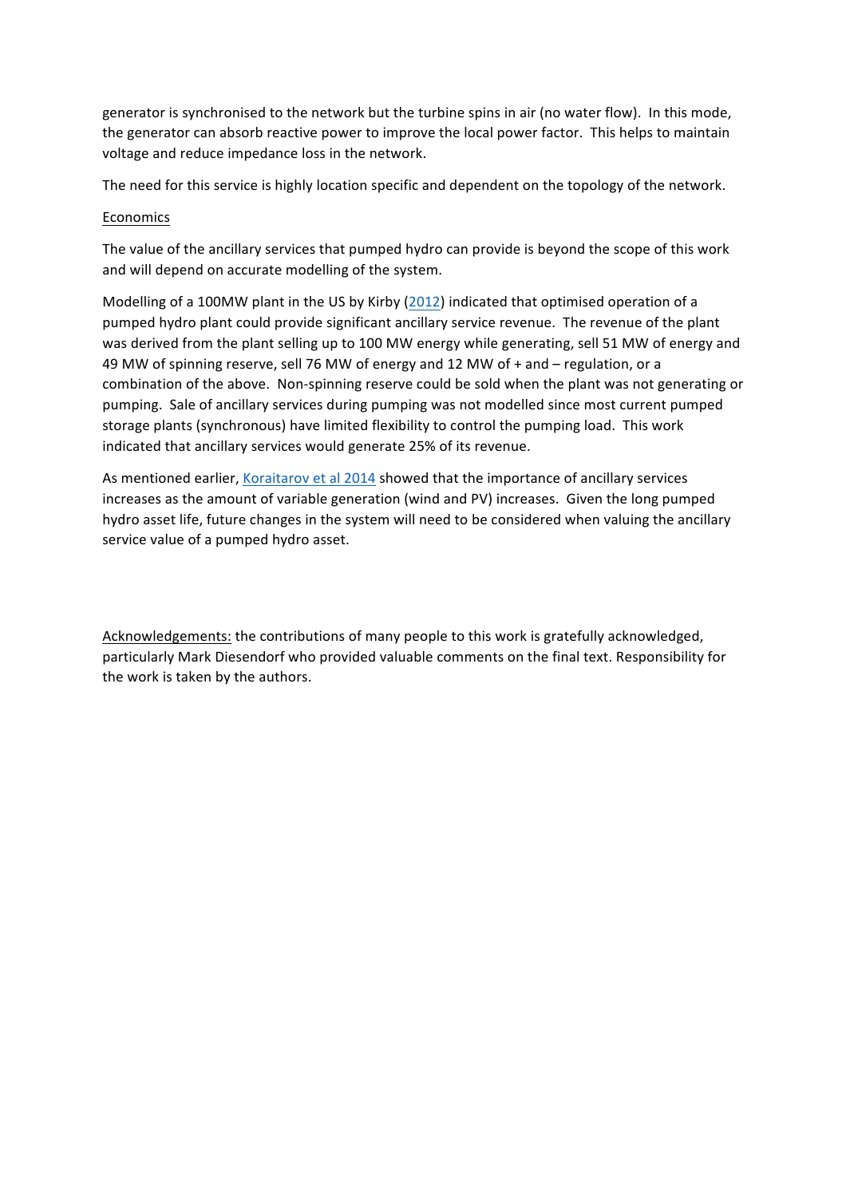generator is synchronised to the network but the turbine spins in air (no water flow). In this mode, the generator can absorb reactive power to improve the local power factor. This helps to maintain voltage and reduce impedance loss in the network.

The need for this service is highly location specific and dependent on the topology of the network.

Economics

The value of the ancillary services that pumped hydro can provide is beyond the scope of this work and will depend on accurate modelling of the system.

Modelling of a 100MW plant in the US by Kirby (2012) indicated that optimised operation of a pumped hydro plant could provide significant ancillary service revenue. The revenue of the plant was derived from the plant selling up to 100 MW energy while generating, sell 51 MW of energy and 49 MW of spinning reserve, sell 76 MW of energy and 12 MW of + and – regulation, or a combination of the above. Non-spinning reserve could be sold when the plant was not generating or pumping. Sale of ancillary services during pumping was not modelled since most current pumped storage plants (synchronous) have limited flexibility to control the pumping load. This work indicated that ancillary services would generate 25% of its revenue.

As mentioned earlier, Koraitarov et al 2014 showed that the importance of ancillary services increases as the amount of variable generation (wind and PV) increases. Given the long pumped hydro asset life, future changes in the system will need to be considered when valuing the ancillary service value of a pumped hydro asset.

Acknowledgements: the contributions of many people to this work is gratefully acknowledged, particularly Mark Diesendorf who provided valuable comments on the final text. Responsibility for the work is taken by the authors.